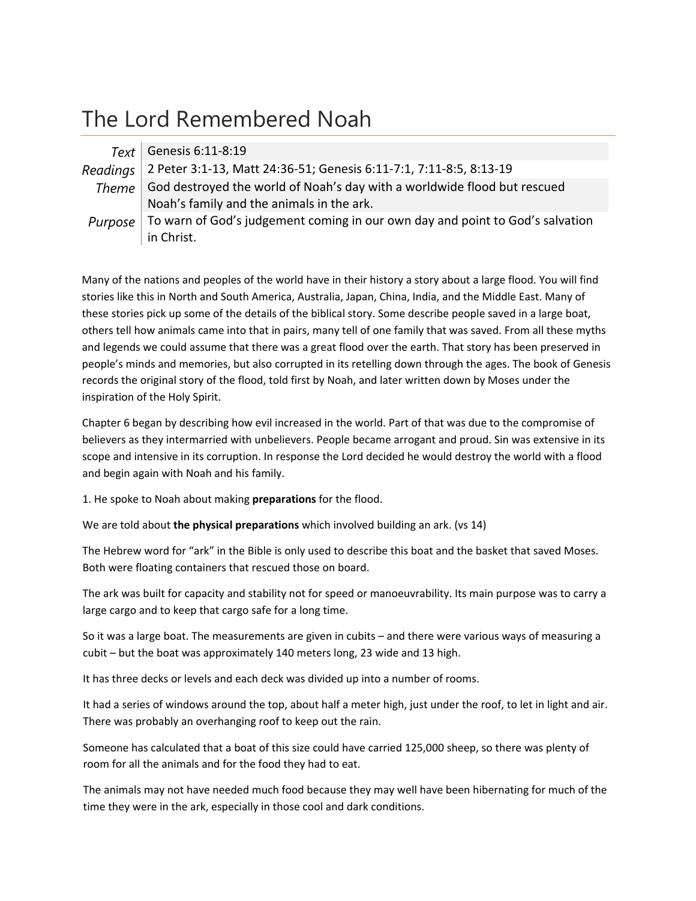# The Lord Remembered Noah

| | |
|---|---|
| *Text* | Genesis 6:11-8:19 |
| *Readings* | 2 Peter 3:1-13, Matt 24:36-51; Genesis 6:11-7:1, 7:11-8:5, 8:13-19 |
| *Theme* | God destroyed the world of Noah's day with a worldwide flood but rescued Noah's family and the animals in the ark. |
| *Purpose* | To warn of God's judgement coming in our own day and point to God's salvation in Christ. |

Many of the nations and peoples of the world have in their history a story about a large flood. You will find stories like this in North and South America, Australia, Japan, China, India, and the Middle East. Many of these stories pick up some of the details of the biblical story. Some describe people saved in a large boat, others tell how animals came into that in pairs, many tell of one family that was saved. From all these myths and legends we could assume that there was a great flood over the earth. That story has been preserved in people's minds and memories, but also corrupted in its retelling down through the ages. The book of Genesis records the original story of the flood, told first by Noah, and later written down by Moses under the inspiration of the Holy Spirit.

Chapter 6 began by describing how evil increased in the world. Part of that was due to the compromise of believers as they intermarried with unbelievers. People became arrogant and proud. Sin was extensive in its scope and intensive in its corruption. In response the Lord decided he would destroy the world with a flood and begin again with Noah and his family.

1. He spoke to Noah about making **preparations** for the flood.

We are told about **the physical preparations** which involved building an ark. (vs 14)

The Hebrew word for "ark" in the Bible is only used to describe this boat and the basket that saved Moses. Both were floating containers that rescued those on board.

The ark was built for capacity and stability not for speed or manoeuvrability. Its main purpose was to carry a large cargo and to keep that cargo safe for a long time.

So it was a large boat. The measurements are given in cubits – and there were various ways of measuring a cubit – but the boat was approximately 140 meters long, 23 wide and 13 high.

It has three decks or levels and each deck was divided up into a number of rooms.

It had a series of windows around the top, about half a meter high, just under the roof, to let in light and air. There was probably an overhanging roof to keep out the rain.

Someone has calculated that a boat of this size could have carried 125,000 sheep, so there was plenty of room for all the animals and for the food they had to eat.

The animals may not have needed much food because they may well have been hibernating for much of the time they were in the ark, especially in those cool and dark conditions.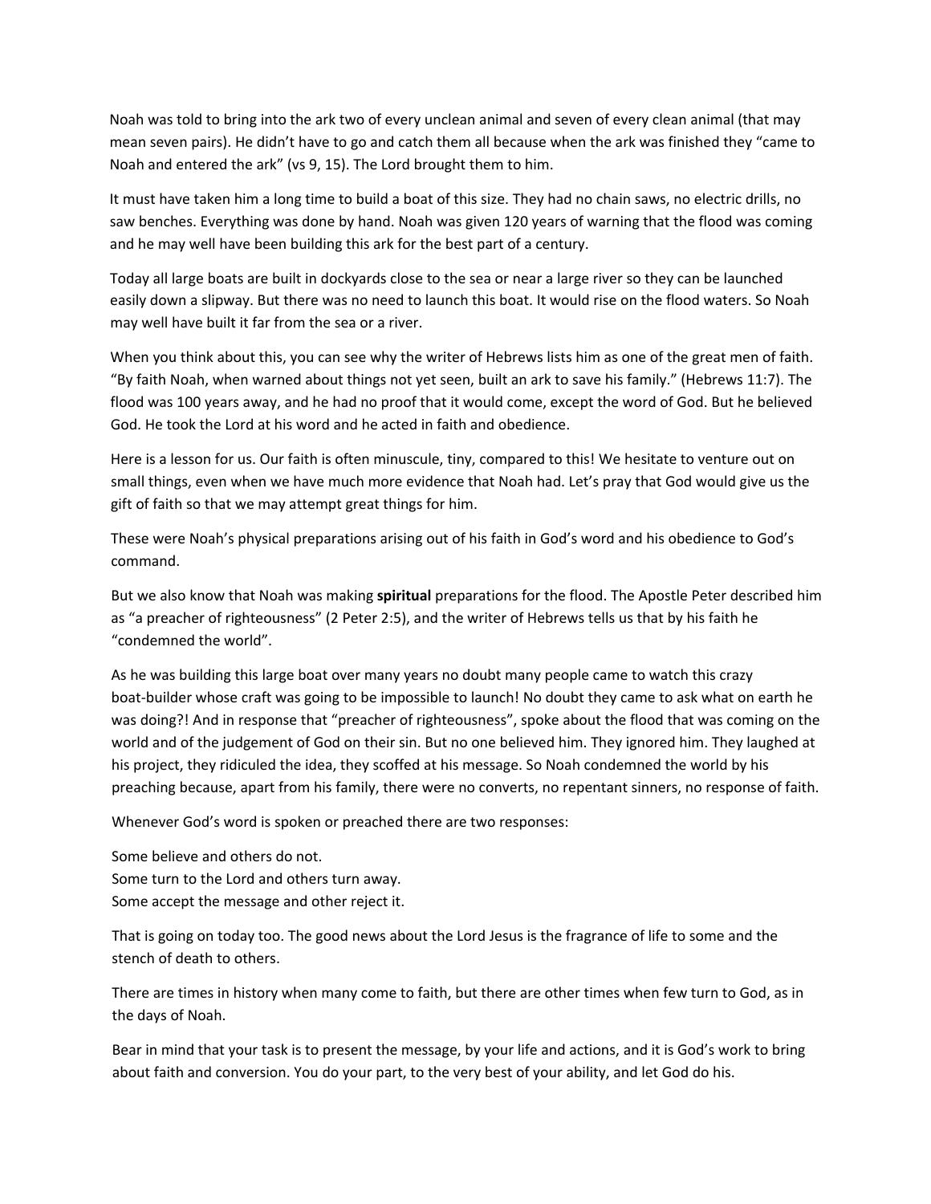Noah was told to bring into the ark two of every unclean animal and seven of every clean animal (that may mean seven pairs). He didn't have to go and catch them all because when the ark was finished they "came to Noah and entered the ark" (vs 9, 15). The Lord brought them to him.

It must have taken him a long time to build a boat of this size. They had no chain saws, no electric drills, no saw benches. Everything was done by hand. Noah was given 120 years of warning that the flood was coming and he may well have been building this ark for the best part of a century.

Today all large boats are built in dockyards close to the sea or near a large river so they can be launched easily down a slipway. But there was no need to launch this boat. It would rise on the flood waters. So Noah may well have built it far from the sea or a river.

When you think about this, you can see why the writer of Hebrews lists him as one of the great men of faith. "By faith Noah, when warned about things not yet seen, built an ark to save his family." (Hebrews 11:7). The flood was 100 years away, and he had no proof that it would come, except the word of God. But he believed God. He took the Lord at his word and he acted in faith and obedience.

Here is a lesson for us. Our faith is often minuscule, tiny, compared to this! We hesitate to venture out on small things, even when we have much more evidence that Noah had. Let's pray that God would give us the gift of faith so that we may attempt great things for him.

These were Noah's physical preparations arising out of his faith in God's word and his obedience to God's command.

But we also know that Noah was making **spiritual** preparations for the flood. The Apostle Peter described him as "a preacher of righteousness" (2 Peter 2:5), and the writer of Hebrews tells us that by his faith he "condemned the world".

As he was building this large boat over many years no doubt many people came to watch this crazy boat-builder whose craft was going to be impossible to launch! No doubt they came to ask what on earth he was doing?! And in response that "preacher of righteousness", spoke about the flood that was coming on the world and of the judgement of God on their sin. But no one believed him. They ignored him. They laughed at his project, they ridiculed the idea, they scoffed at his message. So Noah condemned the world by his preaching because, apart from his family, there were no converts, no repentant sinners, no response of faith.

Whenever God's word is spoken or preached there are two responses:

Some believe and others do not.
Some turn to the Lord and others turn away.
Some accept the message and other reject it.

That is going on today too. The good news about the Lord Jesus is the fragrance of life to some and the stench of death to others.

There are times in history when many come to faith, but there are other times when few turn to God, as in the days of Noah.

Bear in mind that your task is to present the message, by your life and actions, and it is God's work to bring about faith and conversion. You do your part, to the very best of your ability, and let God do his.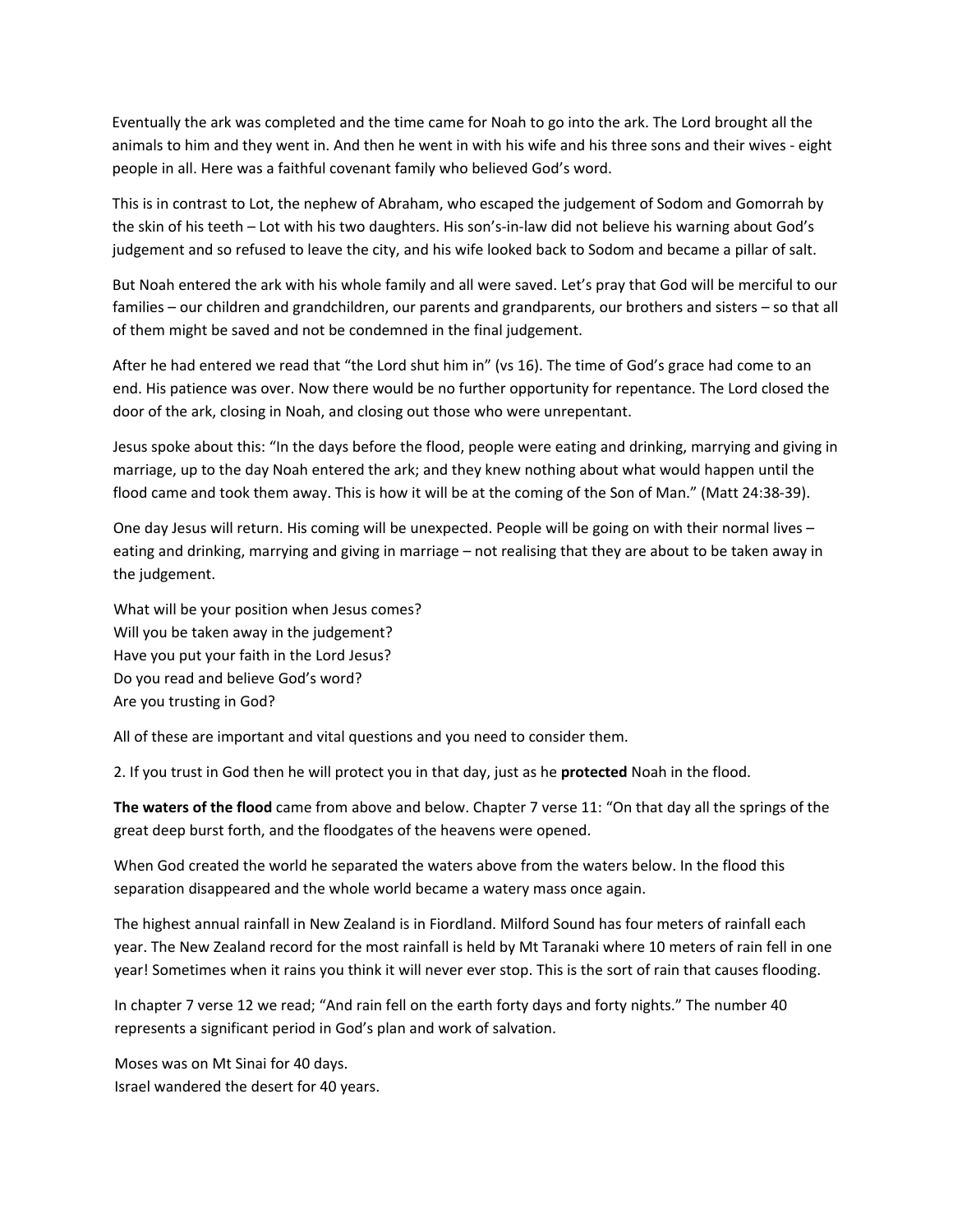Eventually the ark was completed and the time came for Noah to go into the ark. The Lord brought all the animals to him and they went in. And then he went in with his wife and his three sons and their wives - eight people in all. Here was a faithful covenant family who believed God's word.

This is in contrast to Lot, the nephew of Abraham, who escaped the judgement of Sodom and Gomorrah by the skin of his teeth – Lot with his two daughters. His son's-in-law did not believe his warning about God's judgement and so refused to leave the city, and his wife looked back to Sodom and became a pillar of salt.

But Noah entered the ark with his whole family and all were saved. Let's pray that God will be merciful to our families – our children and grandchildren, our parents and grandparents, our brothers and sisters – so that all of them might be saved and not be condemned in the final judgement.

After he had entered we read that "the Lord shut him in" (vs 16). The time of God's grace had come to an end. His patience was over. Now there would be no further opportunity for repentance. The Lord closed the door of the ark, closing in Noah, and closing out those who were unrepentant.

Jesus spoke about this: "In the days before the flood, people were eating and drinking, marrying and giving in marriage, up to the day Noah entered the ark; and they knew nothing about what would happen until the flood came and took them away. This is how it will be at the coming of the Son of Man." (Matt 24:38-39).

One day Jesus will return. His coming will be unexpected. People will be going on with their normal lives – eating and drinking, marrying and giving in marriage – not realising that they are about to be taken away in the judgement.

What will be your position when Jesus comes?
Will you be taken away in the judgement?
Have you put your faith in the Lord Jesus?
Do you read and believe God's word?
Are you trusting in God?

All of these are important and vital questions and you need to consider them.

2. If you trust in God then he will protect you in that day, just as he **protected** Noah in the flood.

**The waters of the flood** came from above and below. Chapter 7 verse 11: "On that day all the springs of the great deep burst forth, and the floodgates of the heavens were opened.

When God created the world he separated the waters above from the waters below. In the flood this separation disappeared and the whole world became a watery mass once again.

The highest annual rainfall in New Zealand is in Fiordland. Milford Sound has four meters of rainfall each year. The New Zealand record for the most rainfall is held by Mt Taranaki where 10 meters of rain fell in one year! Sometimes when it rains you think it will never ever stop. This is the sort of rain that causes flooding.

In chapter 7 verse 12 we read; "And rain fell on the earth forty days and forty nights." The number 40 represents a significant period in God's plan and work of salvation.

Moses was on Mt Sinai for 40 days.
Israel wandered the desert for 40 years.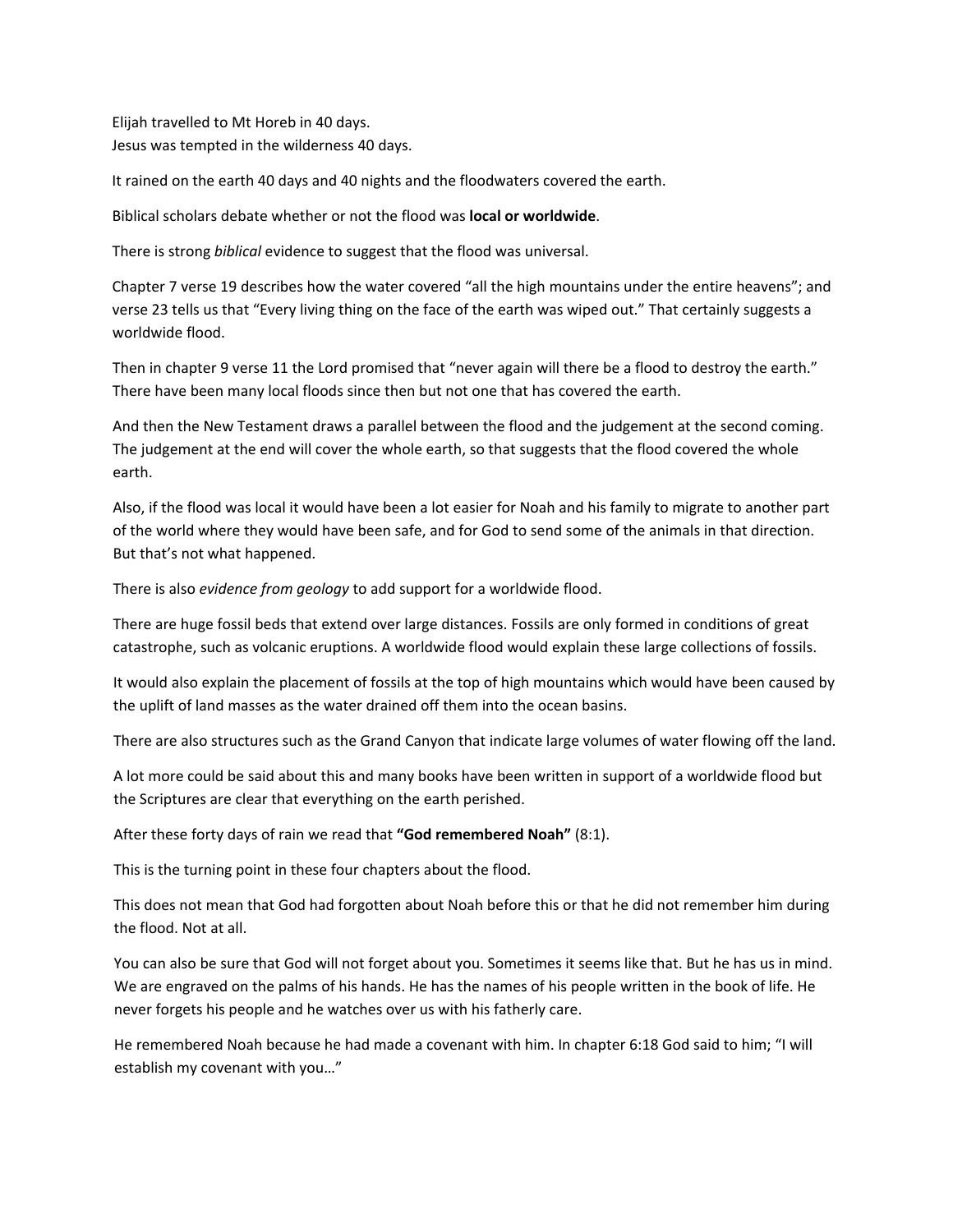Elijah travelled to Mt Horeb in 40 days.
Jesus was tempted in the wilderness 40 days.

It rained on the earth 40 days and 40 nights and the floodwaters covered the earth.

Biblical scholars debate whether or not the flood was **local or worldwide**.

There is strong *biblical* evidence to suggest that the flood was universal.

Chapter 7 verse 19 describes how the water covered "all the high mountains under the entire heavens"; and verse 23 tells us that "Every living thing on the face of the earth was wiped out." That certainly suggests a worldwide flood.

Then in chapter 9 verse 11 the Lord promised that "never again will there be a flood to destroy the earth." There have been many local floods since then but not one that has covered the earth.

And then the New Testament draws a parallel between the flood and the judgement at the second coming. The judgement at the end will cover the whole earth, so that suggests that the flood covered the whole earth.

Also, if the flood was local it would have been a lot easier for Noah and his family to migrate to another part of the world where they would have been safe, and for God to send some of the animals in that direction. But that's not what happened.

There is also *evidence from geology* to add support for a worldwide flood.

There are huge fossil beds that extend over large distances. Fossils are only formed in conditions of great catastrophe, such as volcanic eruptions. A worldwide flood would explain these large collections of fossils.

It would also explain the placement of fossils at the top of high mountains which would have been caused by the uplift of land masses as the water drained off them into the ocean basins.

There are also structures such as the Grand Canyon that indicate large volumes of water flowing off the land.

A lot more could be said about this and many books have been written in support of a worldwide flood but the Scriptures are clear that everything on the earth perished.

After these forty days of rain we read that **"God remembered Noah"** (8:1).

This is the turning point in these four chapters about the flood.

This does not mean that God had forgotten about Noah before this or that he did not remember him during the flood. Not at all.

You can also be sure that God will not forget about you. Sometimes it seems like that. But he has us in mind. We are engraved on the palms of his hands. He has the names of his people written in the book of life. He never forgets his people and he watches over us with his fatherly care.

He remembered Noah because he had made a covenant with him. In chapter 6:18 God said to him; "I will establish my covenant with you…"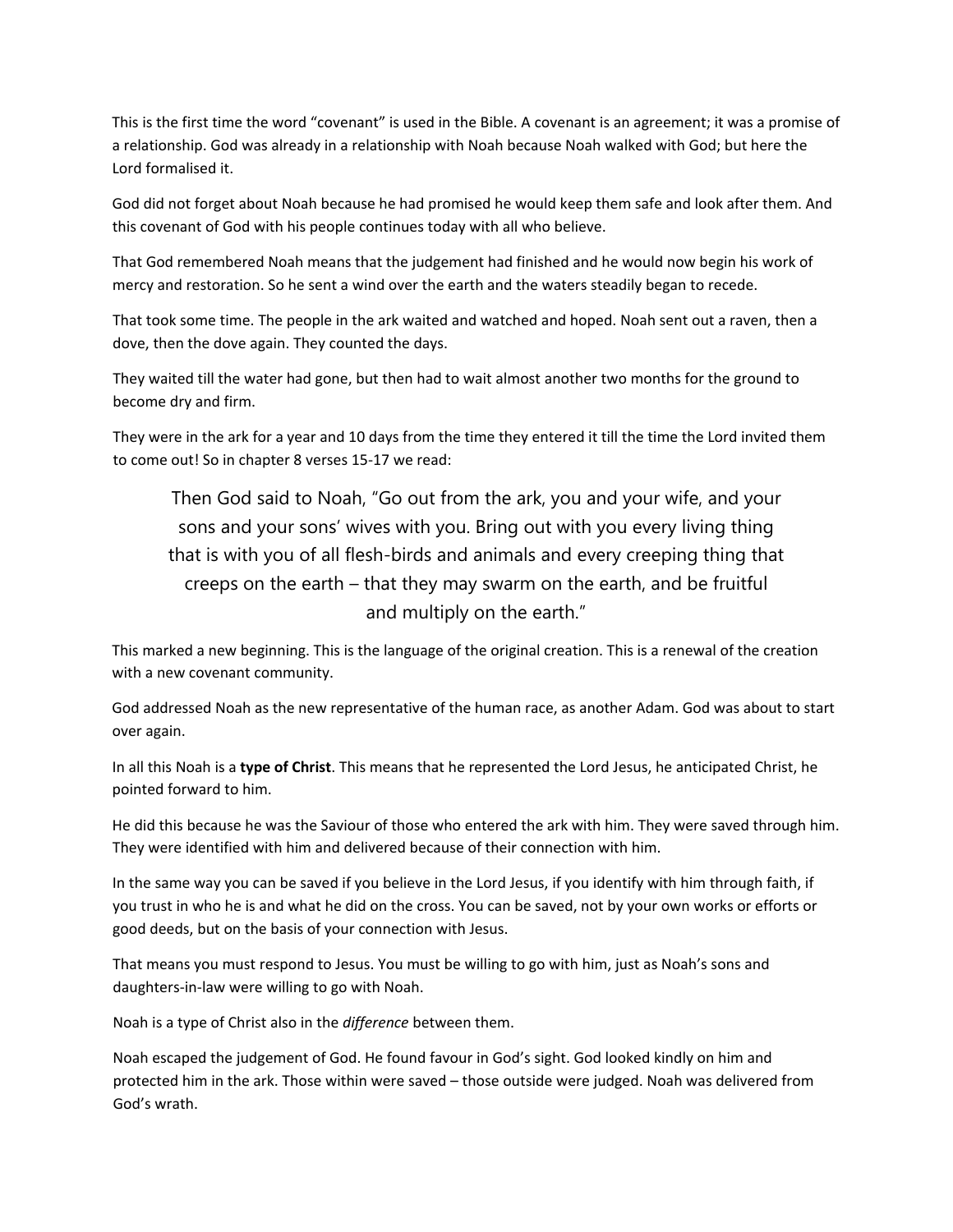This is the first time the word "covenant" is used in the Bible. A covenant is an agreement; it was a promise of a relationship. God was already in a relationship with Noah because Noah walked with God; but here the Lord formalised it.

God did not forget about Noah because he had promised he would keep them safe and look after them. And this covenant of God with his people continues today with all who believe.

That God remembered Noah means that the judgement had finished and he would now begin his work of mercy and restoration. So he sent a wind over the earth and the waters steadily began to recede.

That took some time. The people in the ark waited and watched and hoped. Noah sent out a raven, then a dove, then the dove again. They counted the days.

They waited till the water had gone, but then had to wait almost another two months for the ground to become dry and firm.

They were in the ark for a year and 10 days from the time they entered it till the time the Lord invited them to come out! So in chapter 8 verses 15-17 we read:

> Then God said to Noah, "Go out from the ark, you and your wife, and your sons and your sons' wives with you. Bring out with you every living thing that is with you of all flesh-birds and animals and every creeping thing that creeps on the earth – that they may swarm on the earth, and be fruitful and multiply on the earth."

This marked a new beginning. This is the language of the original creation. This is a renewal of the creation with a new covenant community.

God addressed Noah as the new representative of the human race, as another Adam. God was about to start over again.

In all this Noah is a **type of Christ**. This means that he represented the Lord Jesus, he anticipated Christ, he pointed forward to him.

He did this because he was the Saviour of those who entered the ark with him. They were saved through him. They were identified with him and delivered because of their connection with him.

In the same way you can be saved if you believe in the Lord Jesus, if you identify with him through faith, if you trust in who he is and what he did on the cross. You can be saved, not by your own works or efforts or good deeds, but on the basis of your connection with Jesus.

That means you must respond to Jesus. You must be willing to go with him, just as Noah's sons and daughters-in-law were willing to go with Noah.

Noah is a type of Christ also in the *difference* between them.

Noah escaped the judgement of God. He found favour in God's sight. God looked kindly on him and protected him in the ark. Those within were saved – those outside were judged. Noah was delivered from God's wrath.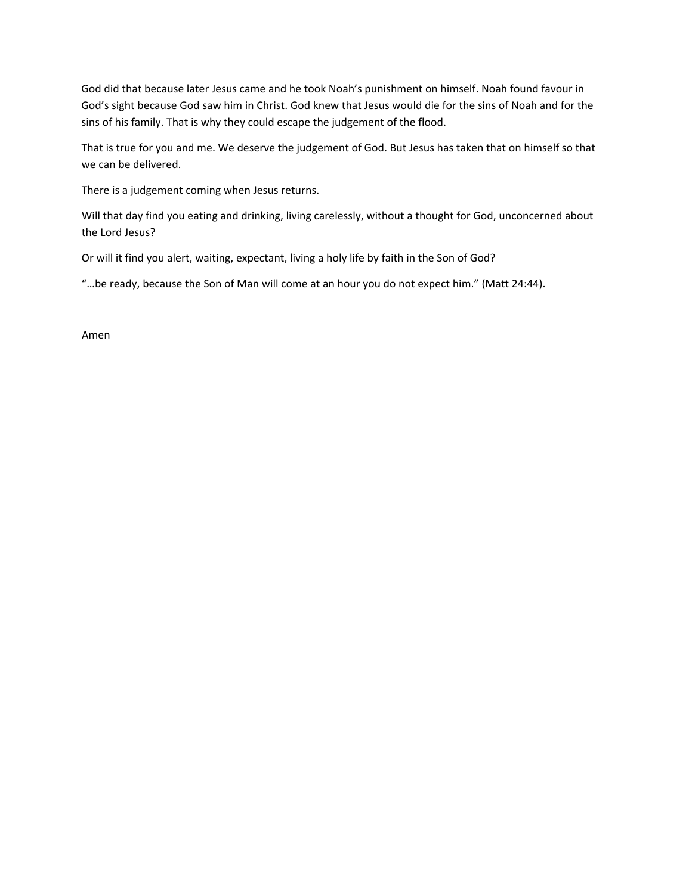God did that because later Jesus came and he took Noah's punishment on himself. Noah found favour in God's sight because God saw him in Christ. God knew that Jesus would die for the sins of Noah and for the sins of his family. That is why they could escape the judgement of the flood.

That is true for you and me. We deserve the judgement of God. But Jesus has taken that on himself so that we can be delivered.

There is a judgement coming when Jesus returns.

Will that day find you eating and drinking, living carelessly, without a thought for God, unconcerned about the Lord Jesus?

Or will it find you alert, waiting, expectant, living a holy life by faith in the Son of God?

"…be ready, because the Son of Man will come at an hour you do not expect him." (Matt 24:44).

Amen